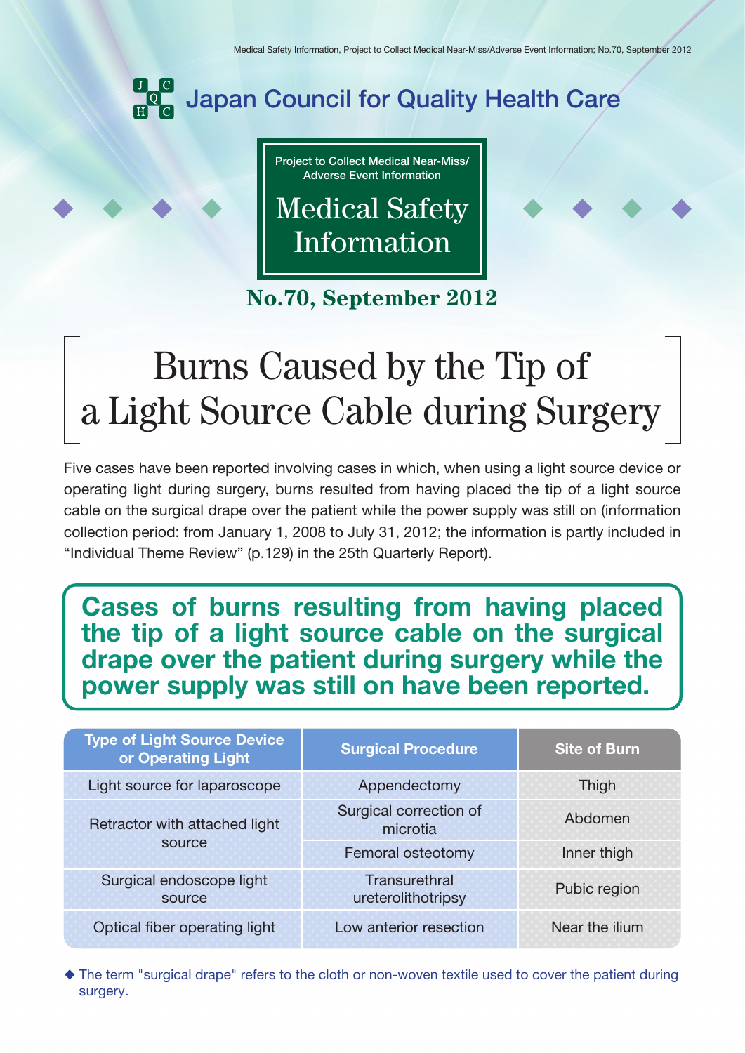# Japan Council for Quality Health Care

Project to Collect Medical Near-Miss/ Adverse Event Information

## Medical Safety Information

**No.70, September 2012**

# Burns Caused by the Tip of a Light Source Cable during Surgery

Five cases have been reported involving cases in which, when using a light source device or operating light during surgery, burns resulted from having placed the tip of a light source cable on the surgical drape over the patient while the power supply was still on (information collection period: from January 1, 2008 to July 31, 2012; the information is partly included in "Individual Theme Review" (p.129) in the 25th Quarterly Report).

**Cases of burns resulting from having placed the tip of a light source cable on the surgical drape over the patient during surgery while the power supply was still on have been reported.**

| Type of Light Source Device or Operating Light | Surgical Procedure | Site of Burn |
|---|---|---|
| Light source for laparoscope | Appendectomy | Thigh |
| Retractor with attached light source | Surgical correction of microtia | Abdomen |
| | Femoral osteotomy | Inner thigh |
| Surgical endoscope light source | Transurethral ureterolithotripsy | Pubic region |
| Optical fiber operating light | Low anterior resection | Near the ilium |

◆ The term "surgical drape" refers to the cloth or non-woven textile used to cover the patient during surgery.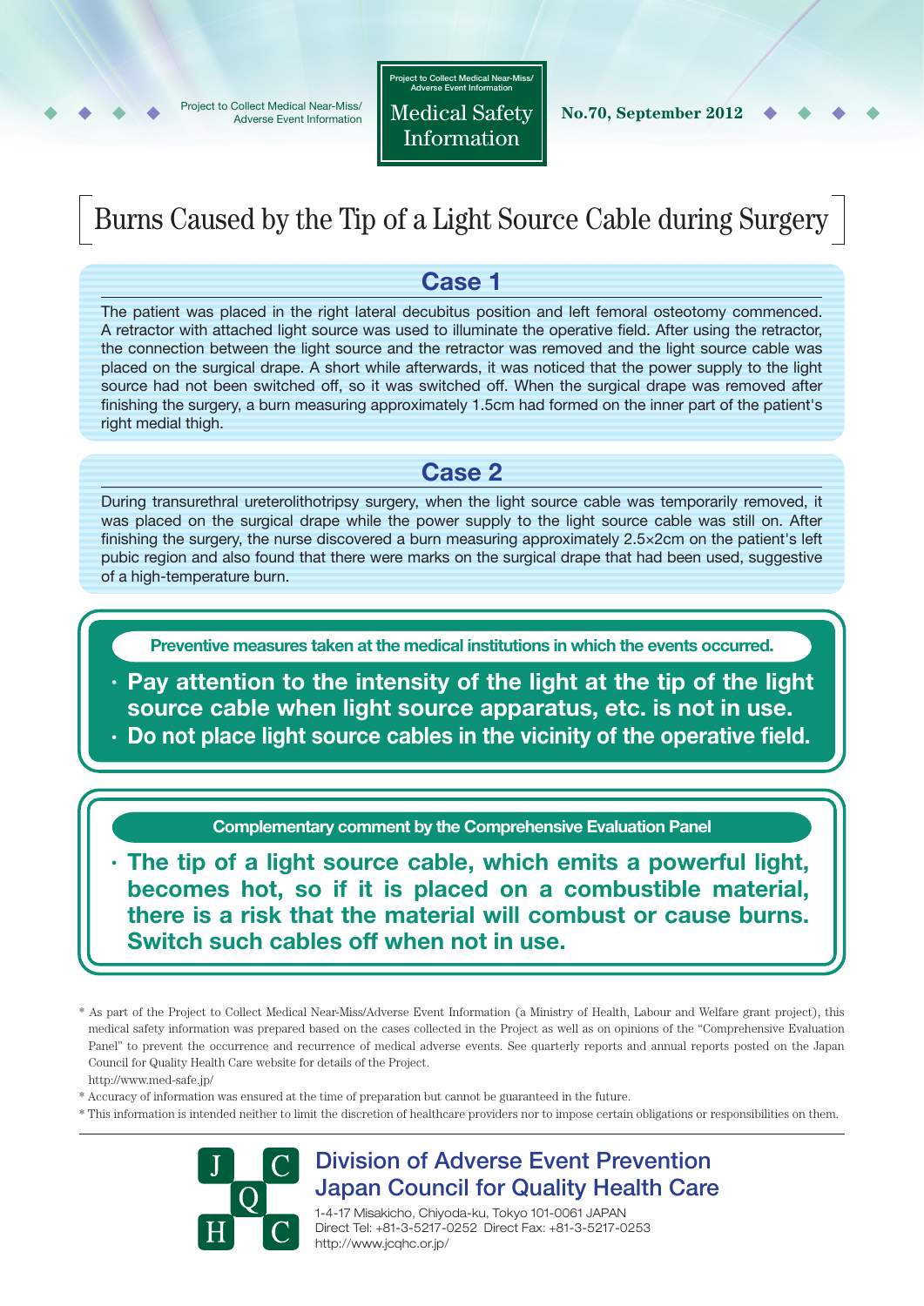Project to Collect Medical Near-Miss/Adverse Event Information

**Medical Safety Information**

**No.70, September 2012**

# Burns Caused by the Tip of a Light Source Cable during Surgery

## Case 1

The patient was placed in the right lateral decubitus position and left femoral osteotomy commenced. A retractor with attached light source was used to illuminate the operative field. After using the retractor, the connection between the light source and the retractor was removed and the light source cable was placed on the surgical drape. A short while afterwards, it was noticed that the power supply to the light source had not been switched off, so it was switched off. When the surgical drape was removed after finishing the surgery, a burn measuring approximately 1.5cm had formed on the inner part of the patient's right medial thigh.

## Case 2

During transurethral ureterolithotripsy surgery, when the light source cable was temporarily removed, it was placed on the surgical drape while the power supply to the light source cable was still on. After finishing the surgery, the nurse discovered a burn measuring approximately 2.5×2cm on the patient's left pubic region and also found that there were marks on the surgical drape that had been used, suggestive of a high-temperature burn.

**Preventive measures taken at the medical institutions in which the events occurred.**

- **Pay attention to the intensity of the light at the tip of the light source cable when light source apparatus, etc. is not in use.**
- **Do not place light source cables in the vicinity of the operative field.**

**Complementary comment by the Comprehensive Evaluation Panel**

- **The tip of a light source cable, which emits a powerful light, becomes hot, so if it is placed on a combustible material, there is a risk that the material will combust or cause burns. Switch such cables off when not in use.**

\* As part of the Project to Collect Medical Near-Miss/Adverse Event Information (a Ministry of Health, Labour and Welfare grant project), this medical safety information was prepared based on the cases collected in the Project as well as on opinions of the "Comprehensive Evaluation Panel" to prevent the occurrence and recurrence of medical adverse events. See quarterly reports and annual reports posted on the Japan Council for Quality Health Care website for details of the Project.
http://www.med-safe.jp/

\* Accuracy of information was ensured at the time of preparation but cannot be guaranteed in the future.

\* This information is intended neither to limit the discretion of healthcare providers nor to impose certain obligations or responsibilities on them.

**Division of Adverse Event Prevention**
**Japan Council for Quality Health Care**

1-4-17 Misakicho, Chiyoda-ku, Tokyo 101-0061 JAPAN
Direct Tel: +81-3-5217-0252 Direct Fax: +81-3-5217-0253
http://www.jcqhc.or.jp/